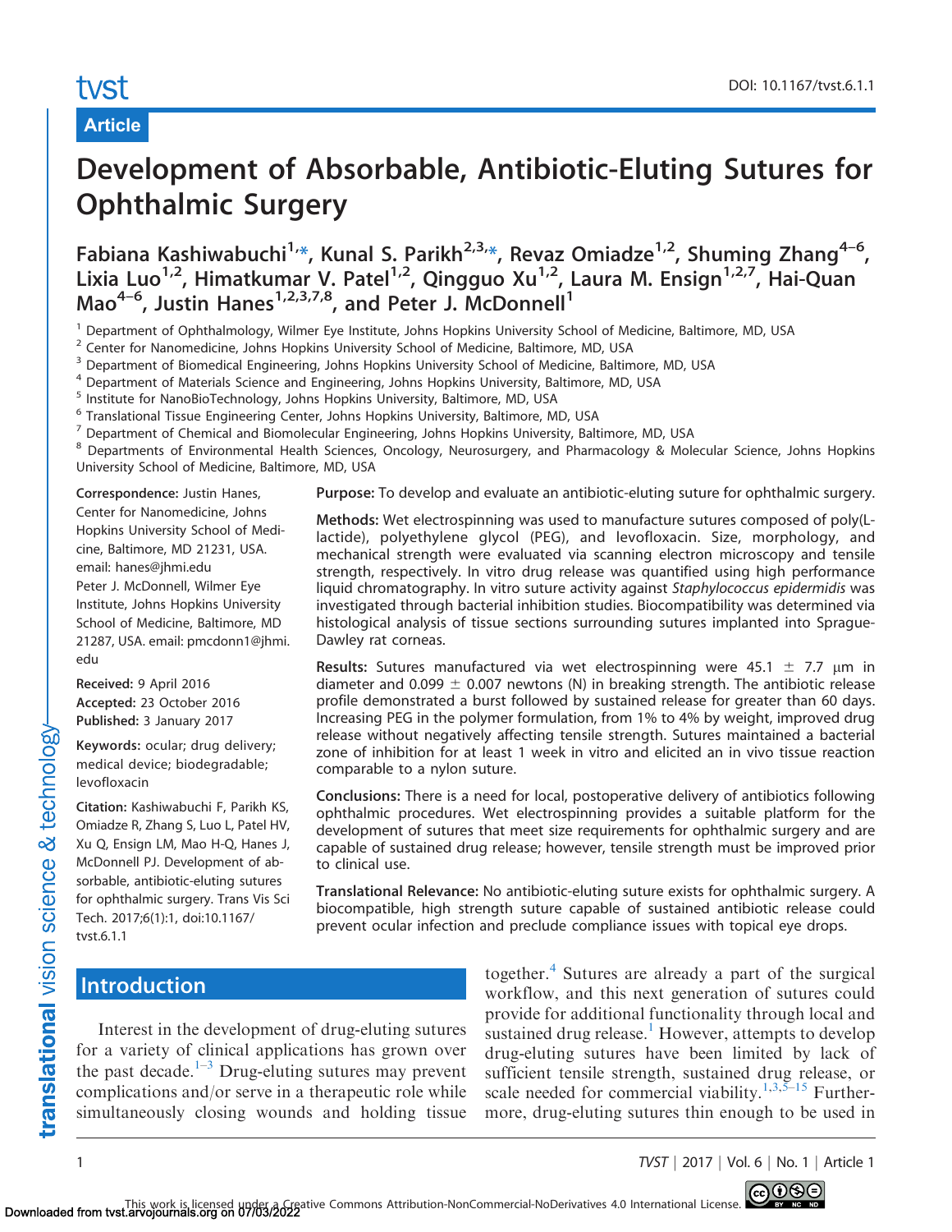Article

# Development of Absorbable, Antibiotic-Eluting Sutures for Ophthalmic Surgery

Fabiana Kashiwabuchi[1,*], Kunal S. Parikh[2,3,*], Revaz Omiadze[1,2], Shuming Zhang[4–6], Lixia Luo[1,2], Himatkumar V. Patel[1,2], Qingguo Xu[1,2], Laura M. Ensign[1,2,7], Hai-Quan Mao[4–6], Justin Hanes[1,2,3,7,8], and Peter J. McDonnell[1]

[1] Department of Ophthalmology, Wilmer Eye Institute, Johns Hopkins University School of Medicine, Baltimore, MD, USA
[2] Center for Nanomedicine, Johns Hopkins University School of Medicine, Baltimore, MD, USA
[3] Department of Biomedical Engineering, Johns Hopkins University School of Medicine, Baltimore, MD, USA
[4] Department of Materials Science and Engineering, Johns Hopkins University, Baltimore, MD, USA
[5] Institute for NanoBioTechnology, Johns Hopkins University, Baltimore, MD, USA
[6] Translational Tissue Engineering Center, Johns Hopkins University, Baltimore, MD, USA
[7] Department of Chemical and Biomolecular Engineering, Johns Hopkins University, Baltimore, MD, USA
[8] Departments of Environmental Health Sciences, Oncology, Neurosurgery, and Pharmacology & Molecular Science, Johns Hopkins University School of Medicine, Baltimore, MD, USA

**Correspondence:** Justin Hanes, Center for Nanomedicine, Johns Hopkins University School of Medicine, Baltimore, MD 21231, USA. email: hanes@jhmi.edu
Peter J. McDonnell, Wilmer Eye Institute, Johns Hopkins University School of Medicine, Baltimore, MD 21287, USA. email: pmcdonn1@jhmi.edu

**Received:** 9 April 2016
**Accepted:** 23 October 2016
**Published:** 3 January 2017

**Keywords:** ocular; drug delivery; medical device; biodegradable; levofloxacin

**Citation:** Kashiwabuchi F, Parikh KS, Omiadze R, Zhang S, Luo L, Patel HV, Xu Q, Ensign LM, Mao H-Q, Hanes J, McDonnell PJ. Development of absorbable, antibiotic-eluting sutures for ophthalmic surgery. Trans Vis Sci Tech. 2017;6(1):1, doi:10.1167/tvst.6.1.1

**Purpose:** To develop and evaluate an antibiotic-eluting suture for ophthalmic surgery.

**Methods:** Wet electrospinning was used to manufacture sutures composed of poly(L-lactide), polyethylene glycol (PEG), and levofloxacin. Size, morphology, and mechanical strength were evaluated via scanning electron microscopy and tensile strength, respectively. In vitro drug release was quantified using high performance liquid chromatography. In vitro suture activity against *Staphylococcus epidermidis* was investigated through bacterial inhibition studies. Biocompatibility was determined via histological analysis of tissue sections surrounding sutures implanted into Sprague-Dawley rat corneas.

**Results:** Sutures manufactured via wet electrospinning were 45.1 $\pm$ 7.7 μm in diameter and 0.099 $\pm$ 0.007 newtons (N) in breaking strength. The antibiotic release profile demonstrated a burst followed by sustained release for greater than 60 days. Increasing PEG in the polymer formulation, from 1% to 4% by weight, improved drug release without negatively affecting tensile strength. Sutures maintained a bacterial zone of inhibition for at least 1 week in vitro and elicited an in vivo tissue reaction comparable to a nylon suture.

**Conclusions:** There is a need for local, postoperative delivery of antibiotics following ophthalmic procedures. Wet electrospinning provides a suitable platform for the development of sutures that meet size requirements for ophthalmic surgery and are capable of sustained drug release; however, tensile strength must be improved prior to clinical use.

**Translational Relevance:** No antibiotic-eluting suture exists for ophthalmic surgery. A biocompatible, high strength suture capable of sustained antibiotic release could prevent ocular infection and preclude compliance issues with topical eye drops.

## Introduction

Interest in the development of drug-eluting sutures for a variety of clinical applications has grown over the past decade.[1–3] Drug-eluting sutures may prevent complications and/or serve in a therapeutic role while simultaneously closing wounds and holding tissue together.[4] Sutures are already a part of the surgical workflow, and this next generation of sutures could provide for additional functionality through local and sustained drug release.[1] However, attempts to develop drug-eluting sutures have been limited by lack of sufficient tensile strength, sustained drug release, or scale needed for commercial viability.[1,3,5–15] Furthermore, drug-eluting sutures thin enough to be used in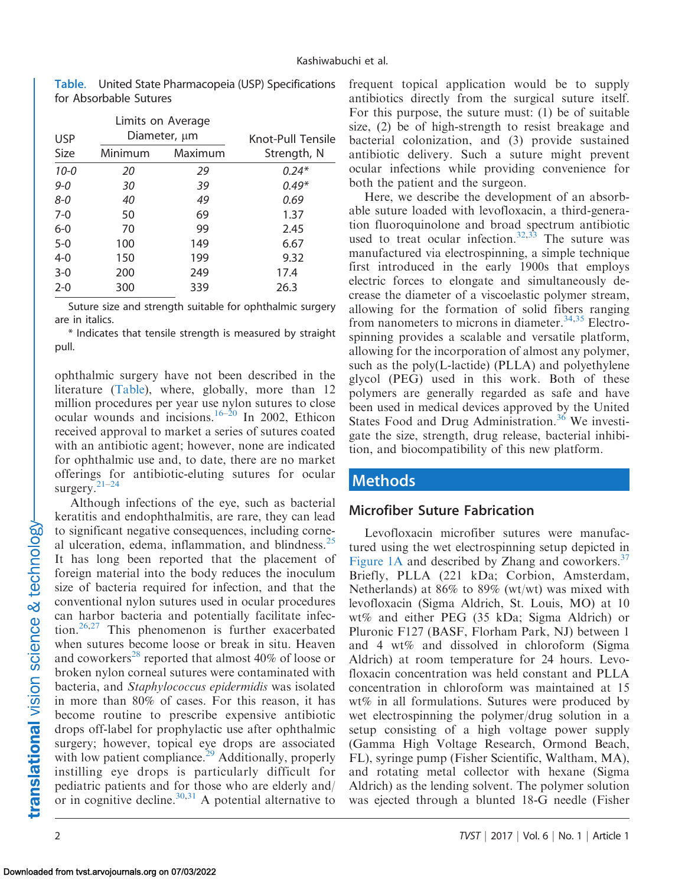**Table.** United State Pharmacopeia (USP) Specifications for Absorbable Sutures

| USP Size | Limits on Average Diameter, µm | | Knot-Pull Tensile Strength, N |
|---|---|---|---|
| | Minimum | Maximum | |
| *10-0* | *20* | *29* | *0.24\** |
| *9-0* | *30* | *39* | *0.49\** |
| *8-0* | *40* | *49* | *0.69* |
| 7-0 | 50 | 69 | 1.37 |
| 6-0 | 70 | 99 | 2.45 |
| 5-0 | 100 | 149 | 6.67 |
| 4-0 | 150 | 199 | 9.32 |
| 3-0 | 200 | 249 | 17.4 |
| 2-0 | 300 | 339 | 26.3 |

Suture size and strength suitable for ophthalmic surgery are in italics.

\* Indicates that tensile strength is measured by straight pull.

ophthalmic surgery have not been described in the literature (Table), where, globally, more than 12 million procedures per year use nylon sutures to close ocular wounds and incisions.[16–20] In 2002, Ethicon received approval to market a series of sutures coated with an antibiotic agent; however, none are indicated for ophthalmic use and, to date, there are no market offerings for antibiotic-eluting sutures for ocular surgery.[21–24]

Although infections of the eye, such as bacterial keratitis and endophthalmitis, are rare, they can lead to significant negative consequences, including corneal ulceration, edema, inflammation, and blindness.[25] It has long been reported that the placement of foreign material into the body reduces the inoculum size of bacteria required for infection, and that the conventional nylon sutures used in ocular procedures can harbor bacteria and potentially facilitate infection.[26,27] This phenomenon is further exacerbated when sutures become loose or break in situ. Heaven and coworkers[28] reported that almost 40% of loose or broken nylon corneal sutures were contaminated with bacteria, and *Staphylococcus epidermidis* was isolated in more than 80% of cases. For this reason, it has become routine to prescribe expensive antibiotic drops off-label for prophylactic use after ophthalmic surgery; however, topical eye drops are associated with low patient compliance.[29] Additionally, properly instilling eye drops is particularly difficult for pediatric patients and for those who are elderly and/or in cognitive decline.[30,31] A potential alternative to frequent topical application would be to supply antibiotics directly from the surgical suture itself. For this purpose, the suture must: (1) be of suitable size, (2) be of high-strength to resist breakage and bacterial colonization, and (3) provide sustained antibiotic delivery. Such a suture might prevent ocular infections while providing convenience for both the patient and the surgeon.

Here, we describe the development of an absorbable suture loaded with levofloxacin, a third-generation fluoroquinolone and broad spectrum antibiotic used to treat ocular infection.[32,33] The suture was manufactured via electrospinning, a simple technique first introduced in the early 1900s that employs electric forces to elongate and simultaneously decrease the diameter of a viscoelastic polymer stream, allowing for the formation of solid fibers ranging from nanometers to microns in diameter.[34,35] Electrospinning provides a scalable and versatile platform, allowing for the incorporation of almost any polymer, such as the poly(L-lactide) (PLLA) and polyethylene glycol (PEG) used in this work. Both of these polymers are generally regarded as safe and have been used in medical devices approved by the United States Food and Drug Administration.[36] We investigate the size, strength, drug release, bacterial inhibition, and biocompatibility of this new platform.

# Methods

## Microfiber Suture Fabrication

Levofloxacin microfiber sutures were manufactured using the wet electrospinning setup depicted in Figure 1A and described by Zhang and coworkers.[37] Briefly, PLLA (221 kDa; Corbion, Amsterdam, Netherlands) at 86% to 89% (wt/wt) was mixed with levofloxacin (Sigma Aldrich, St. Louis, MO) at 10 wt% and either PEG (35 kDa; Sigma Aldrich) or Pluronic F127 (BASF, Florham Park, NJ) between 1 and 4 wt% and dissolved in chloroform (Sigma Aldrich) at room temperature for 24 hours. Levofloxacin concentration was held constant and PLLA concentration in chloroform was maintained at 15 wt% in all formulations. Sutures were produced by wet electrospinning the polymer/drug solution in a setup consisting of a high voltage power supply (Gamma High Voltage Research, Ormond Beach, FL), syringe pump (Fisher Scientific, Waltham, MA), and rotating metal collector with hexane (Sigma Aldrich) as the lending solvent. The polymer solution was ejected through a blunted 18-G needle (Fisher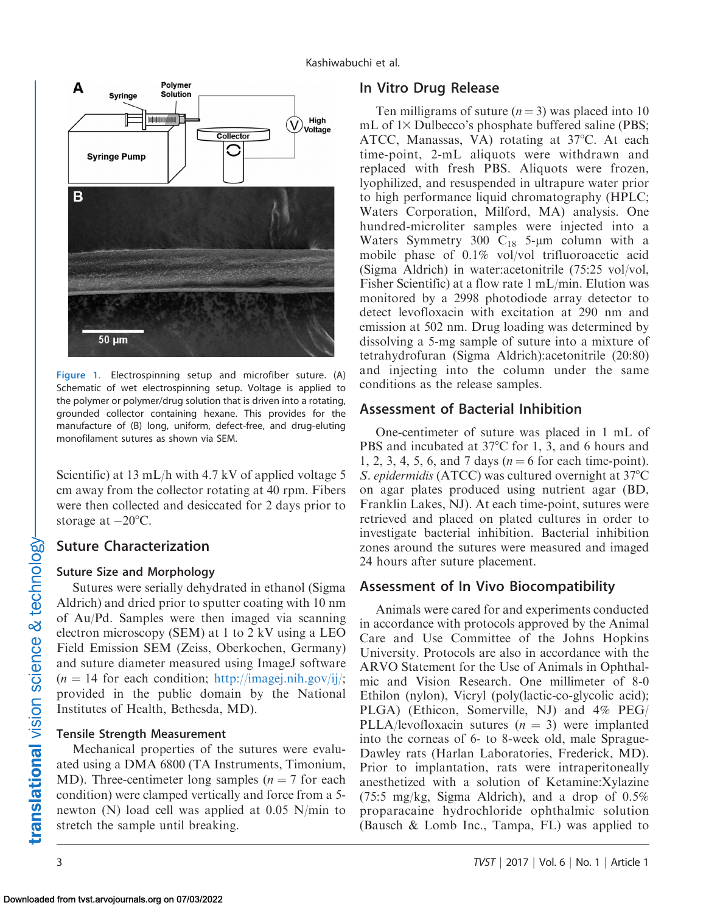Figure 1. Electrospinning setup and microfiber suture. (A) Schematic of wet electrospinning setup. Voltage is applied to the polymer or polymer/drug solution that is driven into a rotating, grounded collector containing hexane. This provides for the manufacture of (B) long, uniform, defect-free, and drug-eluting monofilament sutures as shown via SEM.

Scientific) at 13 mL/h with 4.7 kV of applied voltage 5 cm away from the collector rotating at 40 rpm. Fibers were then collected and desiccated for 2 days prior to storage at −20°C.

## Suture Characterization

### Suture Size and Morphology

Sutures were serially dehydrated in ethanol (Sigma Aldrich) and dried prior to sputter coating with 10 nm of Au/Pd. Samples were then imaged via scanning electron microscopy (SEM) at 1 to 2 kV using a LEO Field Emission SEM (Zeiss, Oberkochen, Germany) and suture diameter measured using ImageJ software ($n = 14$ for each condition; http://imagej.nih.gov/ij/; provided in the public domain by the National Institutes of Health, Bethesda, MD).

### Tensile Strength Measurement

Mechanical properties of the sutures were evaluated using a DMA 6800 (TA Instruments, Timonium, MD). Three-centimeter long samples ($n = 7$ for each condition) were clamped vertically and force from a 5-newton (N) load cell was applied at 0.05 N/min to stretch the sample until breaking.

## In Vitro Drug Release

Ten milligrams of suture ($n = 3$) was placed into 10 mL of 1× Dulbecco's phosphate buffered saline (PBS; ATCC, Manassas, VA) rotating at 37°C. At each time-point, 2-mL aliquots were withdrawn and replaced with fresh PBS. Aliquots were frozen, lyophilized, and resuspended in ultrapure water prior to high performance liquid chromatography (HPLC; Waters Corporation, Milford, MA) analysis. One hundred-microliter samples were injected into a Waters Symmetry 300 $C_{18}$ 5-μm column with a mobile phase of 0.1% vol/vol trifluoroacetic acid (Sigma Aldrich) in water:acetonitrile (75:25 vol/vol, Fisher Scientific) at a flow rate 1 mL/min. Elution was monitored by a 2998 photodiode array detector to detect levofloxacin with excitation at 290 nm and emission at 502 nm. Drug loading was determined by dissolving a 5-mg sample of suture into a mixture of tetrahydrofuran (Sigma Aldrich):acetonitrile (20:80) and injecting into the column under the same conditions as the release samples.

## Assessment of Bacterial Inhibition

One-centimeter of suture was placed in 1 mL of PBS and incubated at 37°C for 1, 3, and 6 hours and 1, 2, 3, 4, 5, 6, and 7 days ($n = 6$ for each time-point). *S. epidermidis* (ATCC) was cultured overnight at 37°C on agar plates produced using nutrient agar (BD, Franklin Lakes, NJ). At each time-point, sutures were retrieved and placed on plated cultures in order to investigate bacterial inhibition. Bacterial inhibition zones around the sutures were measured and imaged 24 hours after suture placement.

## Assessment of In Vivo Biocompatibility

Animals were cared for and experiments conducted in accordance with protocols approved by the Animal Care and Use Committee of the Johns Hopkins University. Protocols are also in accordance with the ARVO Statement for the Use of Animals in Ophthalmic and Vision Research. One millimeter of 8-0 Ethilon (nylon), Vicryl (poly(lactic-co-glycolic acid); PLGA) (Ethicon, Somerville, NJ) and 4% PEG/PLLA/levofloxacin sutures ($n = 3$) were implanted into the corneas of 6- to 8-week old, male Sprague-Dawley rats (Harlan Laboratories, Frederick, MD). Prior to implantation, rats were intraperitoneally anesthetized with a solution of Ketamine:Xylazine (75:5 mg/kg, Sigma Aldrich), and a drop of 0.5% proparacaine hydrochloride ophthalmic solution (Bausch & Lomb Inc., Tampa, FL) was applied to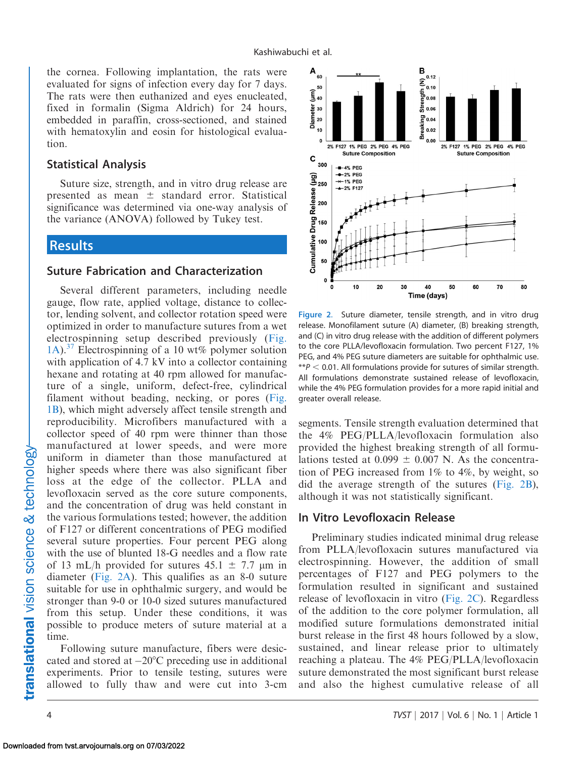the cornea. Following implantation, the rats were evaluated for signs of infection every day for 7 days. The rats were then euthanized and eyes enucleated, fixed in formalin (Sigma Aldrich) for 24 hours, embedded in paraffin, cross-sectioned, and stained with hematoxylin and eosin for histological evaluation.

### Statistical Analysis

Suture size, strength, and in vitro drug release are presented as mean ± standard error. Statistical significance was determined via one-way analysis of the variance (ANOVA) followed by Tukey test.

## Results

### Suture Fabrication and Characterization

Several different parameters, including needle gauge, flow rate, applied voltage, distance to collector, lending solvent, and collector rotation speed were optimized in order to manufacture sutures from a wet electrospinning setup described previously (Fig. 1A).[37] Electrospinning of a 10 wt% polymer solution with application of 4.7 kV into a collector containing hexane and rotating at 40 rpm allowed for manufacture of a single, uniform, defect-free, cylindrical filament without beading, necking, or pores (Fig. 1B), which might adversely affect tensile strength and reproducibility. Microfibers manufactured with a collector speed of 40 rpm were thinner than those manufactured at lower speeds, and were more uniform in diameter than those manufactured at higher speeds where there was also significant fiber loss at the edge of the collector. PLLA and levofloxacin served as the core suture components, and the concentration of drug was held constant in the various formulations tested; however, the addition of F127 or different concentrations of PEG modified several suture properties. Four percent PEG along with the use of blunted 18-G needles and a flow rate of 13 mL/h provided for sutures 45.1 ± 7.7 μm in diameter (Fig. 2A). This qualifies as an 8-0 suture suitable for use in ophthalmic surgery, and would be stronger than 9-0 or 10-0 sized sutures manufactured from this setup. Under these conditions, it was possible to produce meters of suture material at a time.

Following suture manufacture, fibers were desiccated and stored at −20°C preceding use in additional experiments. Prior to tensile testing, sutures were allowed to fully thaw and were cut into 3-cm segments. Tensile strength evaluation determined that the 4% PEG/PLLA/levofloxacin formulation also provided the highest breaking strength of all formulations tested at 0.099 ± 0.007 N. As the concentration of PEG increased from 1% to 4%, by weight, so did the average strength of the sutures (Fig. 2B), although it was not statistically significant.

Figure 2. Suture diameter, tensile strength, and in vitro drug release. Monofilament suture (A) diameter, (B) breaking strength, and (C) in vitro drug release with the addition of different polymers to the core PLLA/levofloxacin formulation. Two percent F127, 1% PEG, and 4% PEG suture diameters are suitable for ophthalmic use. $**P < 0.01$. All formulations provide for sutures of similar strength. All formulations demonstrate sustained release of levofloxacin, while the 4% PEG formulation provides for a more rapid initial and greater overall release.

### In Vitro Levofloxacin Release

Preliminary studies indicated minimal drug release from PLLA/levofloxacin sutures manufactured via electrospinning. However, the addition of small percentages of F127 and PEG polymers to the formulation resulted in significant and sustained release of levofloxacin in vitro (Fig. 2C). Regardless of the addition to the core polymer formulation, all modified suture formulations demonstrated initial burst release in the first 48 hours followed by a slow, sustained, and linear release prior to ultimately reaching a plateau. The 4% PEG/PLLA/levofloxacin suture demonstrated the most significant burst release and also the highest cumulative release of all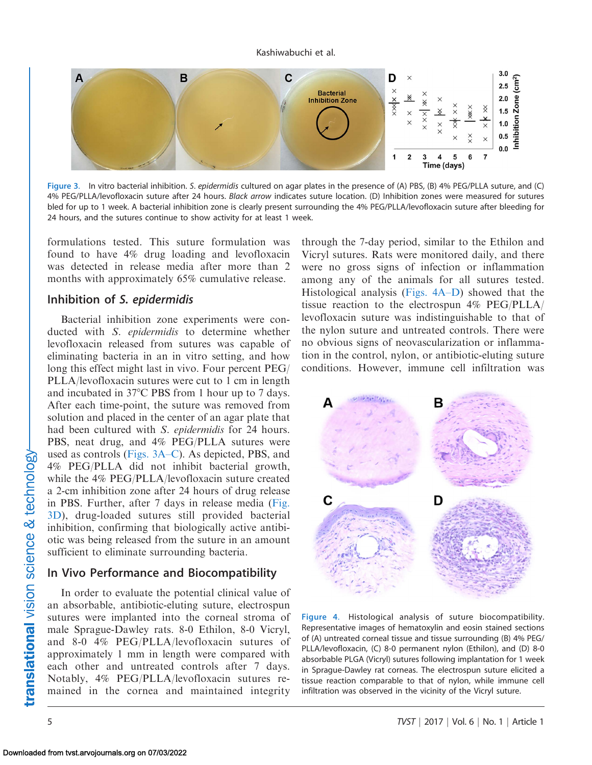Figure 3. In vitro bacterial inhibition. *S. epidermidis* cultured on agar plates in the presence of (A) PBS, (B) 4% PEG/PLLA suture, and (C) 4% PEG/PLLA/levofloxacin suture after 24 hours. *Black arrow* indicates suture location. (D) Inhibition zones were measured for sutures bled for up to 1 week. A bacterial inhibition zone is clearly present surrounding the 4% PEG/PLLA/levofloxacin suture after bleeding for 24 hours, and the sutures continue to show activity for at least 1 week.

formulations tested. This suture formulation was found to have 4% drug loading and levofloxacin was detected in release media after more than 2 months with approximately 65% cumulative release.

## Inhibition of *S. epidermidis*

Bacterial inhibition zone experiments were conducted with *S. epidermidis* to determine whether levofloxacin released from sutures was capable of eliminating bacteria in an in vitro setting, and how long this effect might last in vivo. Four percent PEG/PLLA/levofloxacin sutures were cut to 1 cm in length and incubated in 37°C PBS from 1 hour up to 7 days. After each time-point, the suture was removed from solution and placed in the center of an agar plate that had been cultured with *S. epidermidis* for 24 hours. PBS, neat drug, and 4% PEG/PLLA sutures were used as controls (Figs. 3A–C). As depicted, PBS, and 4% PEG/PLLA did not inhibit bacterial growth, while the 4% PEG/PLLA/levofloxacin suture created a 2-cm inhibition zone after 24 hours of drug release in PBS. Further, after 7 days in release media (Fig. 3D), drug-loaded sutures still provided bacterial inhibition, confirming that biologically active antibiotic was being released from the suture in an amount sufficient to eliminate surrounding bacteria.

## In Vivo Performance and Biocompatibility

In order to evaluate the potential clinical value of an absorbable, antibiotic-eluting suture, electrospun sutures were implanted into the corneal stroma of male Sprague-Dawley rats. 8-0 Ethilon, 8-0 Vicryl, and 8-0 4% PEG/PLLA/levofloxacin sutures of approximately 1 mm in length were compared with each other and untreated controls after 7 days. Notably, 4% PEG/PLLA/levofloxacin sutures remained in the cornea and maintained integrity through the 7-day period, similar to the Ethilon and Vicryl sutures. Rats were monitored daily, and there were no gross signs of infection or inflammation among any of the animals for all sutures tested. Histological analysis (Figs. 4A–D) showed that the tissue reaction to the electrospun 4% PEG/PLLA/levofloxacin suture was indistinguishable to that of the nylon suture and untreated controls. There were no obvious signs of neovascularization or inflammation in the control, nylon, or antibiotic-eluting suture conditions. However, immune cell infiltration was

Figure 4. Histological analysis of suture biocompatibility. Representative images of hematoxylin and eosin stained sections of (A) untreated corneal tissue and tissue surrounding (B) 4% PEG/PLLA/levofloxacin, (C) 8-0 permanent nylon (Ethilon), and (D) 8-0 absorbable PLGA (Vicryl) sutures following implantation for 1 week in Sprague-Dawley rat corneas. The electrospun suture elicited a tissue reaction comparable to that of nylon, while immune cell infiltration was observed in the vicinity of the Vicryl suture.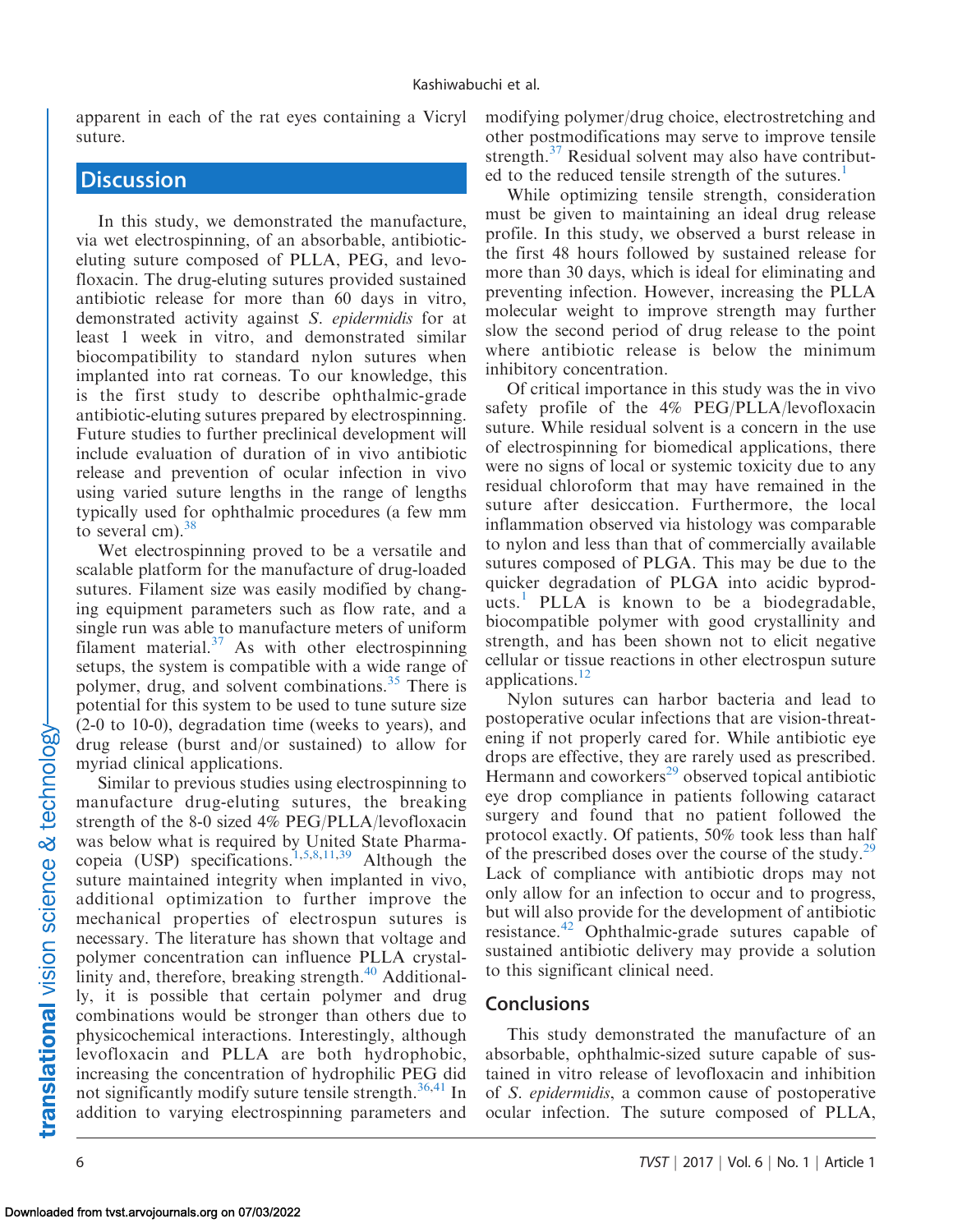apparent in each of the rat eyes containing a Vicryl suture.

## Discussion

In this study, we demonstrated the manufacture, via wet electrospinning, of an absorbable, antibiotic-eluting suture composed of PLLA, PEG, and levofloxacin. The drug-eluting sutures provided sustained antibiotic release for more than 60 days in vitro, demonstrated activity against *S. epidermidis* for at least 1 week in vitro, and demonstrated similar biocompatibility to standard nylon sutures when implanted into rat corneas. To our knowledge, this is the first study to describe ophthalmic-grade antibiotic-eluting sutures prepared by electrospinning. Future studies to further preclinical development will include evaluation of duration of in vivo antibiotic release and prevention of ocular infection in vivo using varied suture lengths in the range of lengths typically used for ophthalmic procedures (a few mm to several cm).[38]

Wet electrospinning proved to be a versatile and scalable platform for the manufacture of drug-loaded sutures. Filament size was easily modified by changing equipment parameters such as flow rate, and a single run was able to manufacture meters of uniform filament material.[37] As with other electrospinning setups, the system is compatible with a wide range of polymer, drug, and solvent combinations.[35] There is potential for this system to be used to tune suture size (2-0 to 10-0), degradation time (weeks to years), and drug release (burst and/or sustained) to allow for myriad clinical applications.

Similar to previous studies using electrospinning to manufacture drug-eluting sutures, the breaking strength of the 8-0 sized 4% PEG/PLLA/levofloxacin was below what is required by United State Pharmacopeia (USP) specifications.[1,5,8,11,39] Although the suture maintained integrity when implanted in vivo, additional optimization to further improve the mechanical properties of electrospun sutures is necessary. The literature has shown that voltage and polymer concentration can influence PLLA crystallinity and, therefore, breaking strength.[40] Additionally, it is possible that certain polymer and drug combinations would be stronger than others due to physicochemical interactions. Interestingly, although levofloxacin and PLLA are both hydrophobic, increasing the concentration of hydrophilic PEG did not significantly modify suture tensile strength.[36,41] In addition to varying electrospinning parameters and modifying polymer/drug choice, electrostretching and other postmodifications may serve to improve tensile strength.[37] Residual solvent may also have contributed to the reduced tensile strength of the sutures.[1]

While optimizing tensile strength, consideration must be given to maintaining an ideal drug release profile. In this study, we observed a burst release in the first 48 hours followed by sustained release for more than 30 days, which is ideal for eliminating and preventing infection. However, increasing the PLLA molecular weight to improve strength may further slow the second period of drug release to the point where antibiotic release is below the minimum inhibitory concentration.

Of critical importance in this study was the in vivo safety profile of the 4% PEG/PLLA/levofloxacin suture. While residual solvent is a concern in the use of electrospinning for biomedical applications, there were no signs of local or systemic toxicity due to any residual chloroform that may have remained in the suture after desiccation. Furthermore, the local inflammation observed via histology was comparable to nylon and less than that of commercially available sutures composed of PLGA. This may be due to the quicker degradation of PLGA into acidic byproducts.[1] PLLA is known to be a biodegradable, biocompatible polymer with good crystallinity and strength, and has been shown not to elicit negative cellular or tissue reactions in other electrospun suture applications.[12]

Nylon sutures can harbor bacteria and lead to postoperative ocular infections that are vision-threatening if not properly cared for. While antibiotic eye drops are effective, they are rarely used as prescribed. Hermann and coworkers[29] observed topical antibiotic eye drop compliance in patients following cataract surgery and found that no patient followed the protocol exactly. Of patients, 50% took less than half of the prescribed doses over the course of the study.[29] Lack of compliance with antibiotic drops may not only allow for an infection to occur and to progress, but will also provide for the development of antibiotic resistance.[42] Ophthalmic-grade sutures capable of sustained antibiotic delivery may provide a solution to this significant clinical need.

## Conclusions

This study demonstrated the manufacture of an absorbable, ophthalmic-sized suture capable of sustained in vitro release of levofloxacin and inhibition of *S. epidermidis*, a common cause of postoperative ocular infection. The suture composed of PLLA,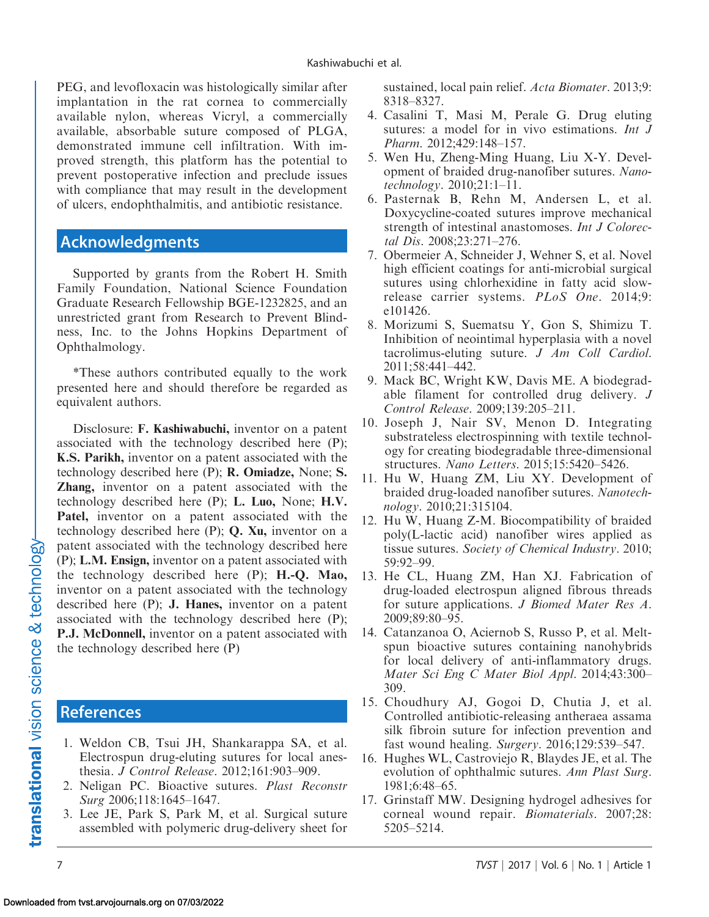PEG, and levofloxacin was histologically similar after implantation in the rat cornea to commercially available nylon, whereas Vicryl, a commercially available, absorbable suture composed of PLGA, demonstrated immune cell infiltration. With improved strength, this platform has the potential to prevent postoperative infection and preclude issues with compliance that may result in the development of ulcers, endophthalmitis, and antibiotic resistance.

## Acknowledgments

Supported by grants from the Robert H. Smith Family Foundation, National Science Foundation Graduate Research Fellowship BGE-1232825, and an unrestricted grant from Research to Prevent Blindness, Inc. to the Johns Hopkins Department of Ophthalmology.

*These authors contributed equally to the work presented here and should therefore be regarded as equivalent authors.

Disclosure: **F. Kashiwabuchi,** inventor on a patent associated with the technology described here (P); **K.S. Parikh,** inventor on a patent associated with the technology described here (P); **R. Omiadze,** None; **S. Zhang,** inventor on a patent associated with the technology described here (P); **L. Luo,** None; **H.V. Patel,** inventor on a patent associated with the technology described here (P); **Q. Xu,** inventor on a patent associated with the technology described here (P); **L.M. Ensign,** inventor on a patent associated with the technology described here (P); **H.-Q. Mao,** inventor on a patent associated with the technology described here (P); **J. Hanes,** inventor on a patent associated with the technology described here (P); **P.J. McDonnell,** inventor on a patent associated with the technology described here (P)

## References

1. Weldon CB, Tsui JH, Shankarappa SA, et al. Electrospun drug-eluting sutures for local anesthesia. *J Control Release*. 2012;161:903–909.
2. Neligan PC. Bioactive sutures. *Plast Reconstr Surg* 2006;118:1645–1647.
3. Lee JE, Park S, Park M, et al. Surgical suture assembled with polymeric drug-delivery sheet for sustained, local pain relief. *Acta Biomater*. 2013;9: 8318–8327.
4. Casalini T, Masi M, Perale G. Drug eluting sutures: a model for in vivo estimations. *Int J Pharm*. 2012;429:148–157.
5. Wen Hu, Zheng-Ming Huang, Liu X-Y. Development of braided drug-nanofiber sutures. *Nanotechnology*. 2010;21:1–11.
6. Pasternak B, Rehn M, Andersen L, et al. Doxycycline-coated sutures improve mechanical strength of intestinal anastomoses. *Int J Colorectal Dis*. 2008;23:271–276.
7. Obermeier A, Schneider J, Wehner S, et al. Novel high efficient coatings for anti-microbial surgical sutures using chlorhexidine in fatty acid slow-release carrier systems. *PLoS One*. 2014;9: e101426.
8. Morizumi S, Suematsu Y, Gon S, Shimizu T. Inhibition of neointimal hyperplasia with a novel tacrolimus-eluting suture. *J Am Coll Cardiol*. 2011;58:441–442.
9. Mack BC, Wright KW, Davis ME. A biodegradable filament for controlled drug delivery. *J Control Release*. 2009;139:205–211.
10. Joseph J, Nair SV, Menon D. Integrating substrateless electrospinning with textile technology for creating biodegradable three-dimensional structures. *Nano Letters*. 2015;15:5420–5426.
11. Hu W, Huang ZM, Liu XY. Development of braided drug-loaded nanofiber sutures. *Nanotechnology*. 2010;21:315104.
12. Hu W, Huang Z-M. Biocompatibility of braided poly(L-lactic acid) nanofiber wires applied as tissue sutures. *Society of Chemical Industry*. 2010; 59:92–99.
13. He CL, Huang ZM, Han XJ. Fabrication of drug-loaded electrospun aligned fibrous threads for suture applications. *J Biomed Mater Res A*. 2009;89:80–95.
14. Catanzanoa O, Aciernob S, Russo P, et al. Melt-spun bioactive sutures containing nanohybrids for local delivery of anti-inflammatory drugs. *Mater Sci Eng C Mater Biol Appl*. 2014;43:300–309.
15. Choudhury AJ, Gogoi D, Chutia J, et al. Controlled antibiotic-releasing antheraea assama silk fibroin suture for infection prevention and fast wound healing. *Surgery*. 2016;129:539–547.
16. Hughes WL, Castroviejo R, Blaydes JE, et al. The evolution of ophthalmic sutures. *Ann Plast Surg*. 1981;6:48–65.
17. Grinstaff MW. Designing hydrogel adhesives for corneal wound repair. *Biomaterials*. 2007;28: 5205–5214.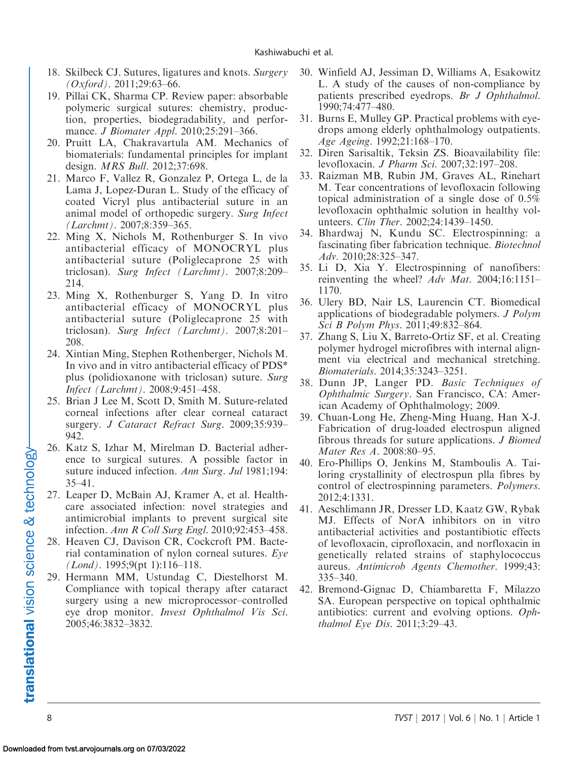18. Skilbeck CJ. Sutures, ligatures and knots. *Surgery (Oxford)*. 2011;29:63–66.
19. Pillai CK, Sharma CP. Review paper: absorbable polymeric surgical sutures: chemistry, production, properties, biodegradability, and performance. *J Biomater Appl*. 2010;25:291–366.
20. Pruitt LA, Chakravartula AM. Mechanics of biomaterials: fundamental principles for implant design. *MRS Bull*. 2012;37:698.
21. Marco F, Vallez R, Gonzalez P, Ortega L, de la Lama J, Lopez-Duran L. Study of the efficacy of coated Vicryl plus antibacterial suture in an animal model of orthopedic surgery. *Surg Infect (Larchmt)*. 2007;8:359–365.
22. Ming X, Nichols M, Rothenburger S. In vivo antibacterial efficacy of MONOCRYL plus antibacterial suture (Poliglecaprone 25 with triclosan). *Surg Infect (Larchmt)*. 2007;8:209–214.
23. Ming X, Rothenburger S, Yang D. In vitro antibacterial efficacy of MONOCRYL plus antibacterial suture (Poliglecaprone 25 with triclosan). *Surg Infect (Larchmt)*. 2007;8:201–208.
24. Xintian Ming, Stephen Rothenberger, Nichols M. In vivo and in vitro antibacterial efficacy of PDS* plus (polidioxanone with triclosan) suture. *Surg Infect (Larchmt)*. 2008;9:451–458.
25. Brian J Lee M, Scott D, Smith M. Suture-related corneal infections after clear corneal cataract surgery. *J Cataract Refract Surg*. 2009;35:939–942.
26. Katz S, Izhar M, Mirelman D. Bacterial adherence to surgical sutures. A possible factor in suture induced infection. *Ann Surg*. *Jul* 1981;194:35–41.
27. Leaper D, McBain AJ, Kramer A, et al. Healthcare associated infection: novel strategies and antimicrobial implants to prevent surgical site infection. *Ann R Coll Surg Engl*. 2010;92:453–458.
28. Heaven CJ, Davison CR, Cockcroft PM. Bacterial contamination of nylon corneal sutures. *Eye (Lond)*. 1995;9(pt 1):116–118.
29. Hermann MM, Ustundag C, Diestelhorst M. Compliance with topical therapy after cataract surgery using a new microprocessor–controlled eye drop monitor. *Invest Ophthalmol Vis Sci*. 2005;46:3832–3832.
30. Winfield AJ, Jessiman D, Williams A, Esakowitz L. A study of the causes of non-compliance by patients prescribed eyedrops. *Br J Ophthalmol*. 1990;74:477–480.
31. Burns E, Mulley GP. Practical problems with eye-drops among elderly ophthalmology outpatients. *Age Ageing*. 1992;21:168–170.
32. Diren Sarisaltik, Teksin ZS. Bioavailability file: levofloxacin. *J Pharm Sci*. 2007;32:197–208.
33. Raizman MB, Rubin JM, Graves AL, Rinehart M. Tear concentrations of levofloxacin following topical administration of a single dose of 0.5% levofloxacin ophthalmic solution in healthy volunteers. *Clin Ther*. 2002;24:1439–1450.
34. Bhardwaj N, Kundu SC. Electrospinning: a fascinating fiber fabrication technique. *Biotechnol Adv*. 2010;28:325–347.
35. Li D, Xia Y. Electrospinning of nanofibers: reinventing the wheel? *Adv Mat*. 2004;16:1151–1170.
36. Ulery BD, Nair LS, Laurencin CT. Biomedical applications of biodegradable polymers. *J Polym Sci B Polym Phys*. 2011;49:832–864.
37. Zhang S, Liu X, Barreto-Ortiz SF, et al. Creating polymer hydrogel microfibres with internal alignment via electrical and mechanical stretching. *Biomaterials*. 2014;35:3243–3251.
38. Dunn JP, Langer PD. *Basic Techniques of Ophthalmic Surgery*. San Francisco, CA: American Academy of Ophthalmology; 2009.
39. Chuan-Long He, Zheng-Ming Huang, Han X-J. Fabrication of drug-loaded electrospun aligned fibrous threads for suture applications. *J Biomed Mater Res A*. 2008:80–95.
40. Ero-Phillips O, Jenkins M, Stamboulis A. Tailoring crystallinity of electrospun plla fibres by control of electrospinning parameters. *Polymers*. 2012;4:1331.
41. Aeschlimann JR, Dresser LD, Kaatz GW, Rybak MJ. Effects of NorA inhibitors on in vitro antibacterial activities and postantibiotic effects of levofloxacin, ciprofloxacin, and norfloxacin in genetically related strains of staphylococcus aureus. *Antimicrob Agents Chemother*. 1999;43:335–340.
42. Bremond-Gignac D, Chiambaretta F, Milazzo SA. European perspective on topical ophthalmic antibiotics: current and evolving options. *Ophthalmol Eye Dis*. 2011;3:29–43.